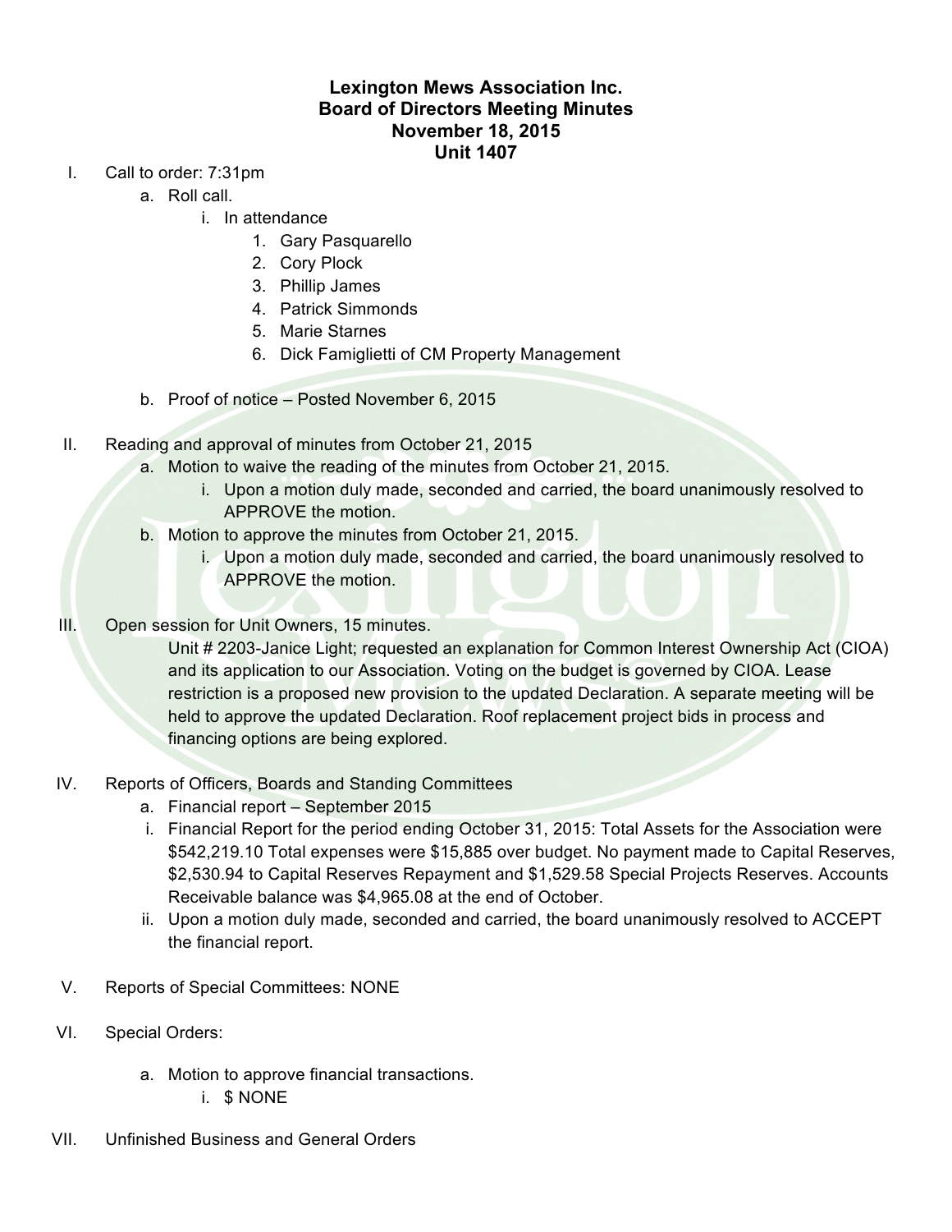# Lexington Mews Association Inc.
## Board of Directors Meeting Minutes
## November 18, 2015
## Unit 1407

I. Call to order: 7:31pm
   a. Roll call.
      i. In attendance
         1. Gary Pasquarello
         2. Cory Plock
         3. Phillip James
         4. Patrick Simmonds
         5. Marie Starnes
         6. Dick Famiglietti of CM Property Management

   b. Proof of notice – Posted November 6, 2015

II. Reading and approval of minutes from October 21, 2015
   a. Motion to waive the reading of the minutes from October 21, 2015.
      i. Upon a motion duly made, seconded and carried, the board unanimously resolved to APPROVE the motion.
   b. Motion to approve the minutes from October 21, 2015.
      i. Upon a motion duly made, seconded and carried, the board unanimously resolved to APPROVE the motion.

III. Open session for Unit Owners, 15 minutes.

   Unit # 2203-Janice Light; requested an explanation for Common Interest Ownership Act (CIOA) and its application to our Association. Voting on the budget is governed by CIOA. Lease restriction is a proposed new provision to the updated Declaration. A separate meeting will be held to approve the updated Declaration. Roof replacement project bids in process and financing options are being explored.

IV. Reports of Officers, Boards and Standing Committees
   a. Financial report – September 2015
   i. Financial Report for the period ending October 31, 2015: Total Assets for the Association were $542,219.10 Total expenses were $15,885 over budget. No payment made to Capital Reserves, $2,530.94 to Capital Reserves Repayment and $1,529.58 Special Projects Reserves. Accounts Receivable balance was $4,965.08 at the end of October.
   ii. Upon a motion duly made, seconded and carried, the board unanimously resolved to ACCEPT the financial report.

V. Reports of Special Committees: NONE

VI. Special Orders:

   a. Motion to approve financial transactions.
      i. $ NONE

VII. Unfinished Business and General Orders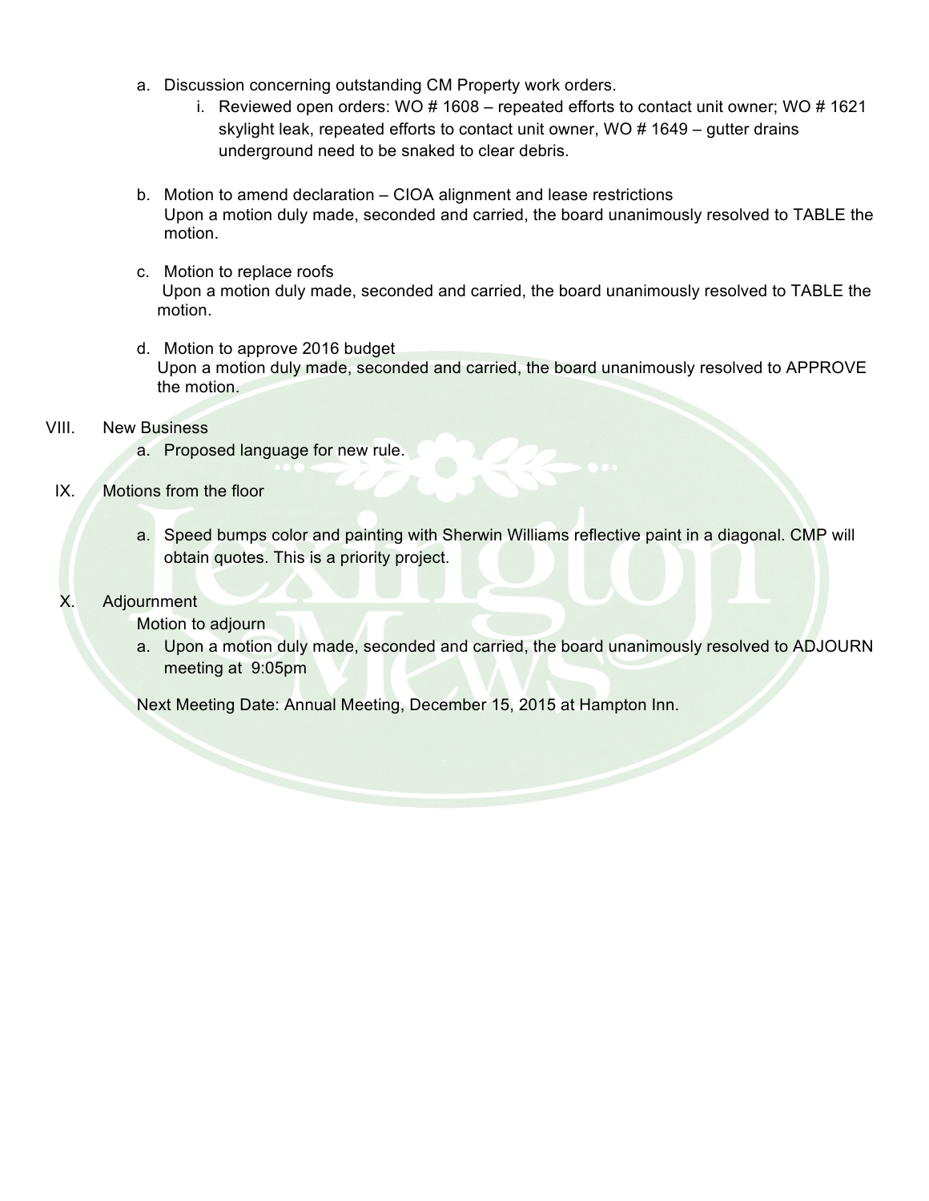a. Discussion concerning outstanding CM Property work orders.
    i. Reviewed open orders: WO # 1608 – repeated efforts to contact unit owner; WO # 1621 skylight leak, repeated efforts to contact unit owner, WO # 1649 – gutter drains underground need to be snaked to clear debris.

b. Motion to amend declaration – CIOA alignment and lease restrictions
   Upon a motion duly made, seconded and carried, the board unanimously resolved to TABLE the motion.

c. Motion to replace roofs
   Upon a motion duly made, seconded and carried, the board unanimously resolved to TABLE the motion.

d. Motion to approve 2016 budget
   Upon a motion duly made, seconded and carried, the board unanimously resolved to APPROVE the motion.

VIII. New Business

a. Proposed language for new rule.

IX. Motions from the floor

a. Speed bumps color and painting with Sherwin Williams reflective paint in a diagonal. CMP will obtain quotes. This is a priority project.

X. Adjournment

Motion to adjourn

a. Upon a motion duly made, seconded and carried, the board unanimously resolved to ADJOURN meeting at 9:05pm

Next Meeting Date: Annual Meeting, December 15, 2015 at Hampton Inn.